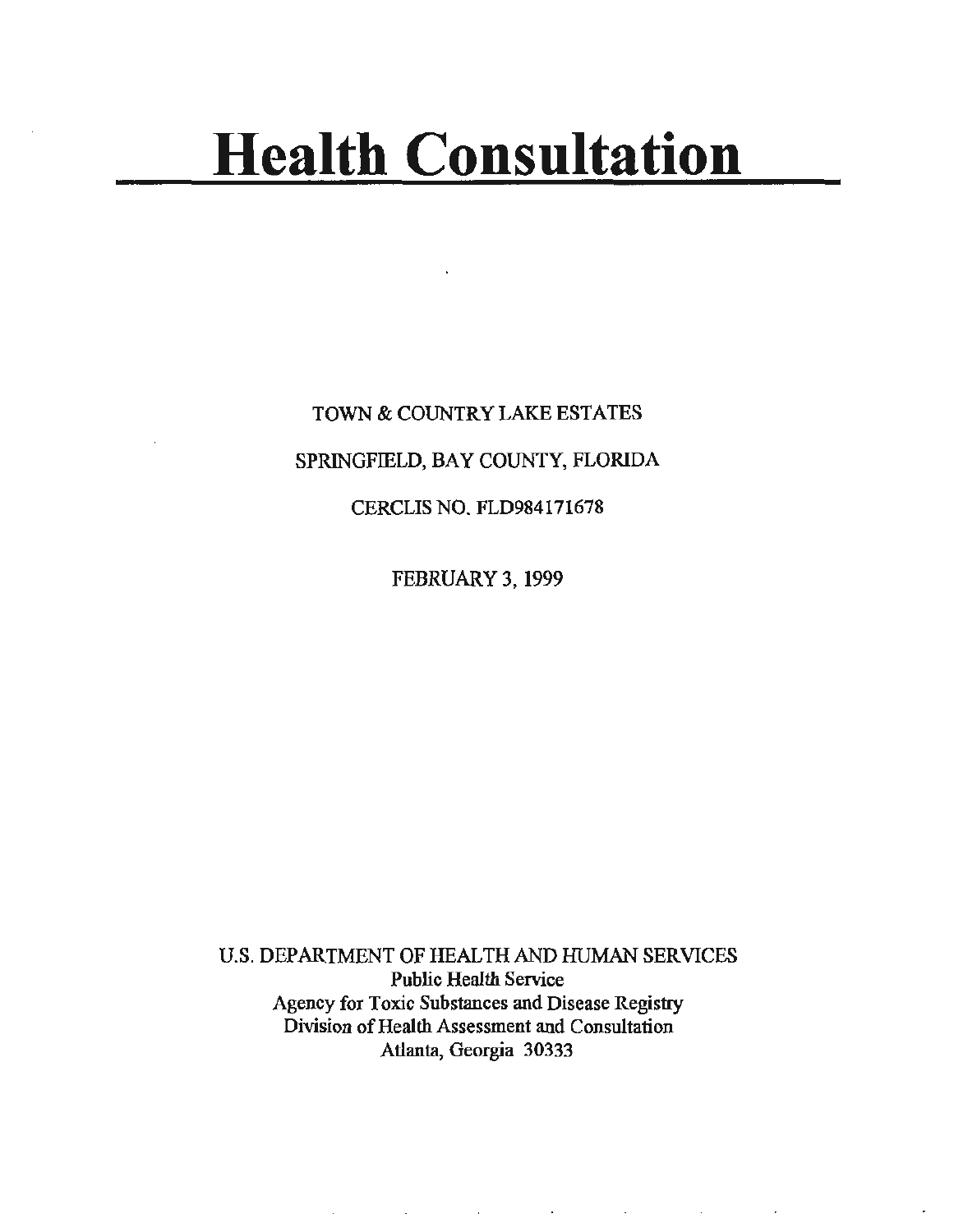# Health Consultation

TOWN & COUNTRY LAKE ESTATES

SPRINGFIELD, BAY COUNTY, FLORIDA

CERCLIS NO. FLD984171678

FEBRUARY 3, 1999

U.S. DEPARTMENT OF HEALTH AND HUMAN SERVICES
Public Health Service
Agency for Toxic Substances and Disease Registry
Division of Health Assessment and Consultation
Atlanta, Georgia 30333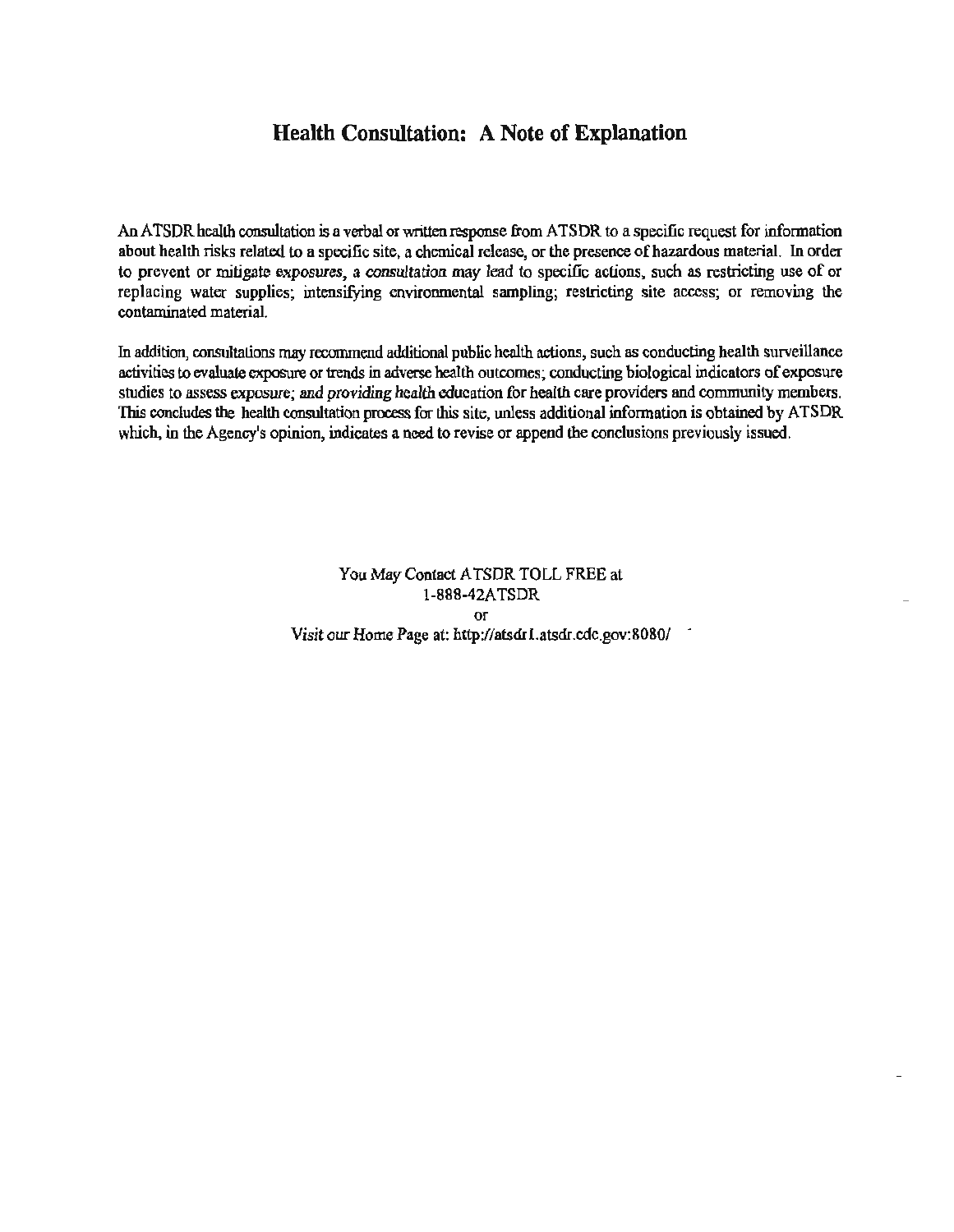## Health Consultation: A Note of Explanation

An ATSDR health consultation is a verbal or written response from ATSDR to a specific request for information about health risks related to a specific site, a chemical release, or the presence of hazardous material. In order to prevent or mitigate exposures, a consultation may lead to specific actions, such as restricting use of or replacing water supplies; intensifying environmental sampling; restricting site access; or removing the contaminated material.

In addition, consultations may recommend additional public health actions, such as conducting health surveillance activities to evaluate exposure or trends in adverse health outcomes; conducting biological indicators of exposure studies to assess exposure; and providing health education for health care providers and community members. This concludes the health consultation process for this site, unless additional information is obtained by ATSDR which, in the Agency's opinion, indicates a need to revise or append the conclusions previously issued.

You May Contact ATSDR TOLL FREE at
1-888-42ATSDR
or
Visit our Home Page at: http://atsdr1.atsdr.cdc.gov:8080/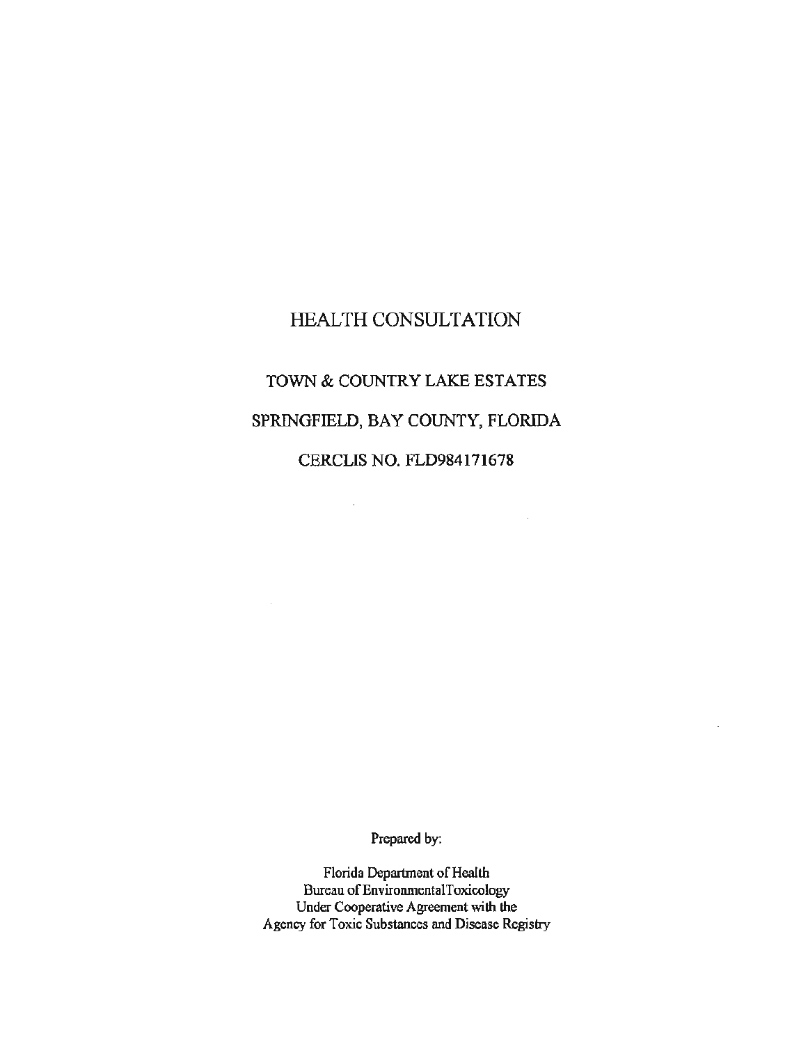# HEALTH CONSULTATION

## TOWN & COUNTRY LAKE ESTATES

## SPRINGFIELD, BAY COUNTY, FLORIDA

## CERCLIS NO. FLD984171678

Prepared by:

Florida Department of Health
Bureau of EnvironmentalToxicology
Under Cooperative Agreement with the
Agency for Toxic Substances and Disease Registry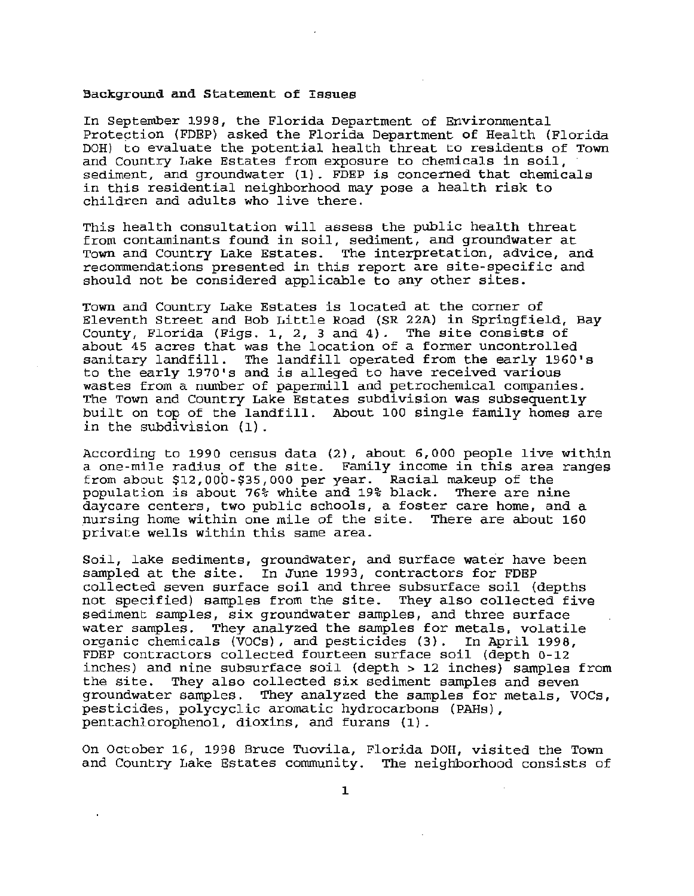## Background and Statement of Issues

In September 1998, the Florida Department of Environmental Protection (FDEP) asked the Florida Department of Health (Florida DOH) to evaluate the potential health threat to residents of Town and Country Lake Estates from exposure to chemicals in soil, sediment, and groundwater (1). FDEP is concerned that chemicals in this residential neighborhood may pose a health risk to children and adults who live there.

This health consultation will assess the public health threat from contaminants found in soil, sediment, and groundwater at Town and Country Lake Estates. The interpretation, advice, and recommendations presented in this report are site-specific and should not be considered applicable to any other sites.

Town and Country Lake Estates is located at the corner of Eleventh Street and Bob Little Road (SR 22A) in Springfield, Bay County, Florida (Figs. 1, 2, 3 and 4). The site consists of about 45 acres that was the location of a former uncontrolled sanitary landfill. The landfill operated from the early 1960's to the early 1970's and is alleged to have received various wastes from a number of papermill and petrochemical companies. The Town and Country Lake Estates subdivision was subsequently built on top of the landfill. About 100 single family homes are in the subdivision (1).

According to 1990 census data (2), about 6,000 people live within a one-mile radius of the site. Family income in this area ranges from about $12,000-$35,000 per year. Racial makeup of the population is about 76% white and 19% black. There are nine daycare centers, two public schools, a foster care home, and a nursing home within one mile of the site. There are about 160 private wells within this same area.

Soil, lake sediments, groundwater, and surface water have been sampled at the site. In June 1993, contractors for FDEP collected seven surface soil and three subsurface soil (depths not specified) samples from the site. They also collected five sediment samples, six groundwater samples, and three surface water samples. They analyzed the samples for metals, volatile organic chemicals (VOCs), and pesticides (3). In April 1998, FDEP contractors collected fourteen surface soil (depth 0-12 inches) and nine subsurface soil (depth > 12 inches) samples from the site. They also collected six sediment samples and seven groundwater samples. They analyzed the samples for metals, VOCs, pesticides, polycyclic aromatic hydrocarbons (PAHs), pentachlorophenol, dioxins, and furans (1).

On October 16, 1998 Bruce Tuovila, Florida DOH, visited the Town and Country Lake Estates community. The neighborhood consists of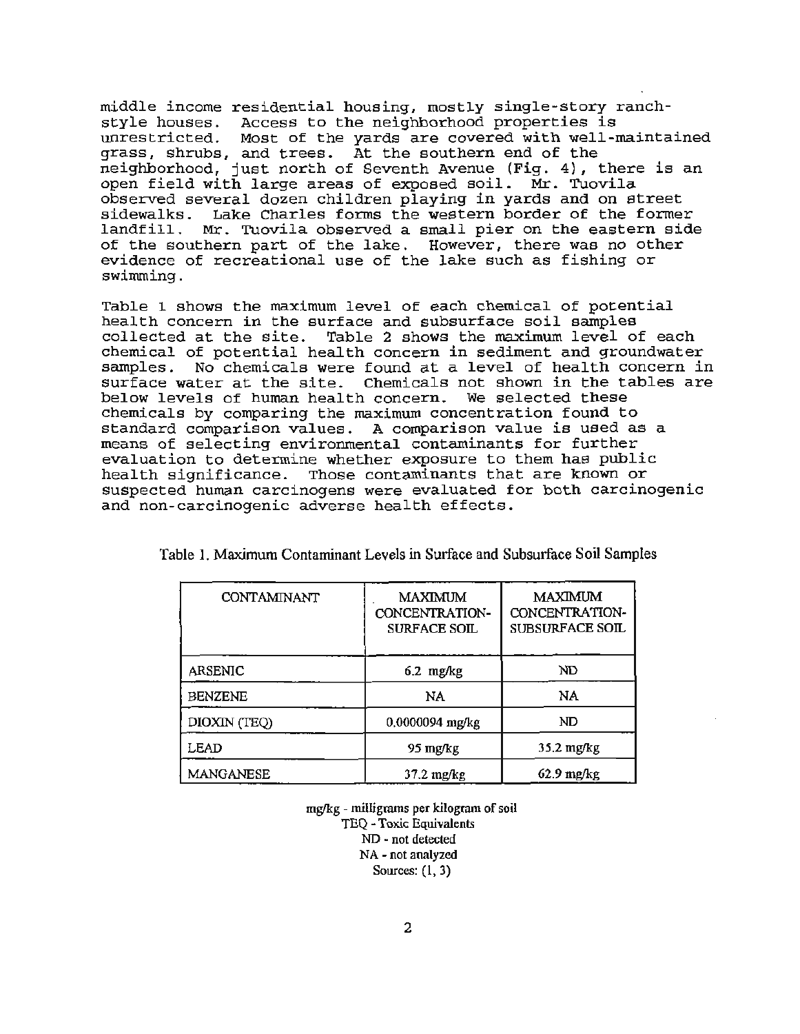middle income residential housing, mostly single-story ranch-style houses. Access to the neighborhood properties is unrestricted. Most of the yards are covered with well-maintained grass, shrubs, and trees. At the southern end of the neighborhood, just north of Seventh Avenue (Fig. 4), there is an open field with large areas of exposed soil. Mr. Tuovila observed several dozen children playing in yards and on street sidewalks. Lake Charles forms the western border of the former landfill. Mr. Tuovila observed a small pier on the eastern side of the southern part of the lake. However, there was no other evidence of recreational use of the lake such as fishing or swimming.

Table 1 shows the maximum level of each chemical of potential health concern in the surface and subsurface soil samples collected at the site. Table 2 shows the maximum level of each chemical of potential health concern in sediment and groundwater samples. No chemicals were found at a level of health concern in surface water at the site. Chemicals not shown in the tables are below levels of human health concern. We selected these chemicals by comparing the maximum concentration found to standard comparison values. A comparison value is used as a means of selecting environmental contaminants for further evaluation to determine whether exposure to them has public health significance. Those contaminants that are known or suspected human carcinogens were evaluated for both carcinogenic and non-carcinogenic adverse health effects.

Table 1. Maximum Contaminant Levels in Surface and Subsurface Soil Samples

| CONTAMINANT | MAXIMUM CONCENTRATION-SURFACE SOIL | MAXIMUM CONCENTRATION-SUBSURFACE SOIL |
|---|---|---|
| ARSENIC | 6.2 mg/kg | ND |
| BENZENE | NA | NA |
| DIOXIN (TEQ) | 0.0000094 mg/kg | ND |
| LEAD | 95 mg/kg | 35.2 mg/kg |
| MANGANESE | 37.2 mg/kg | 62.9 mg/kg |

mg/kg - milligrams per kilogram of soil
TEQ - Toxic Equivalents
ND - not detected
NA - not analyzed
Sources: (1, 3)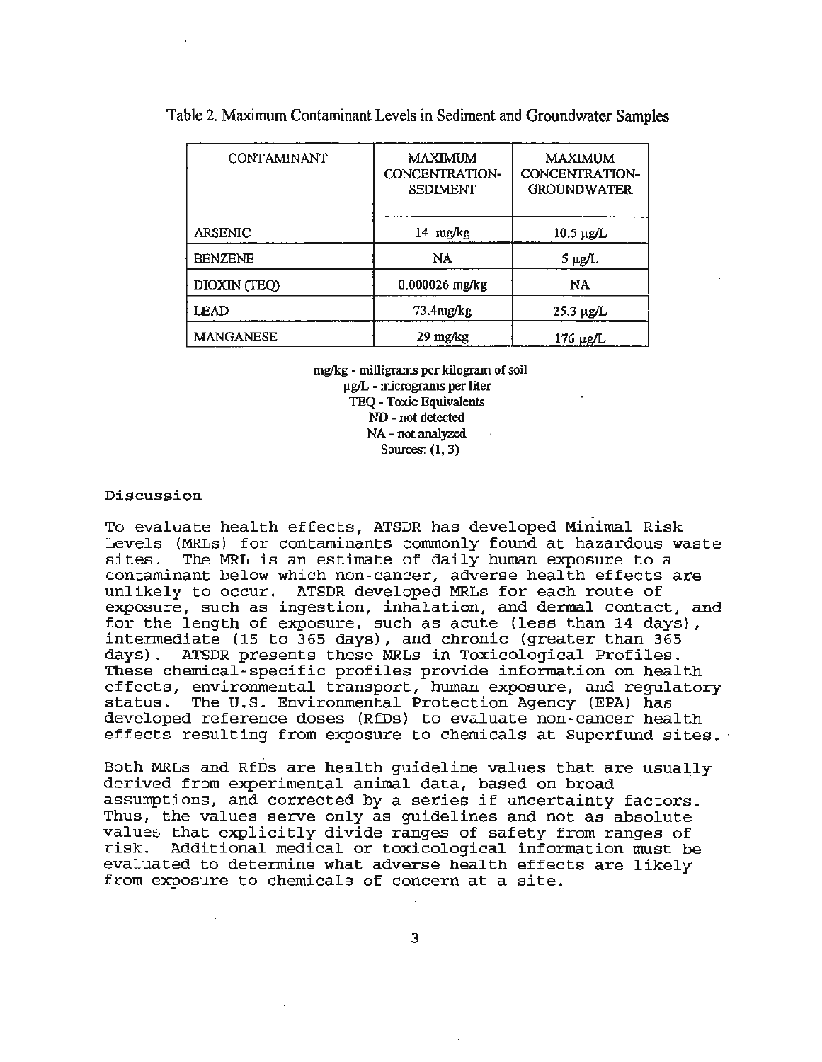Table 2. Maximum Contaminant Levels in Sediment and Groundwater Samples

| CONTAMINANT | MAXIMUM CONCENTRATION-SEDIMENT | MAXIMUM CONCENTRATION-GROUNDWATER |
|---|---|---|
| ARSENIC | 14 mg/kg | 10.5 µg/L |
| BENZENE | NA | 5 µg/L |
| DIOXIN (TEQ) | 0.000026 mg/kg | NA |
| LEAD | 73.4mg/kg | 25.3 µg/L |
| MANGANESE | 29 mg/kg | 176 µg/L |

mg/kg - milligrams per kilogram of soil
µg/L - micrograms per liter
TEQ - Toxic Equivalents
ND - not detected
NA - not analyzed
Sources: (1, 3)

## Discussion

To evaluate health effects, ATSDR has developed Minimal Risk Levels (MRLs) for contaminants commonly found at hazardous waste sites. The MRL is an estimate of daily human exposure to a contaminant below which non-cancer, adverse health effects are unlikely to occur. ATSDR developed MRLs for each route of exposure, such as ingestion, inhalation, and dermal contact, and for the length of exposure, such as acute (less than 14 days), intermediate (15 to 365 days), and chronic (greater than 365 days). ATSDR presents these MRLs in Toxicological Profiles. These chemical-specific profiles provide information on health effects, environmental transport, human exposure, and regulatory status. The U.S. Environmental Protection Agency (EPA) has developed reference doses (RfDs) to evaluate non-cancer health effects resulting from exposure to chemicals at Superfund sites.

Both MRLs and RfDs are health guideline values that are usually derived from experimental animal data, based on broad assumptions, and corrected by a series if uncertainty factors. Thus, the values serve only as guidelines and not as absolute values that explicitly divide ranges of safety from ranges of risk. Additional medical or toxicological information must be evaluated to determine what adverse health effects are likely from exposure to chemicals of concern at a site.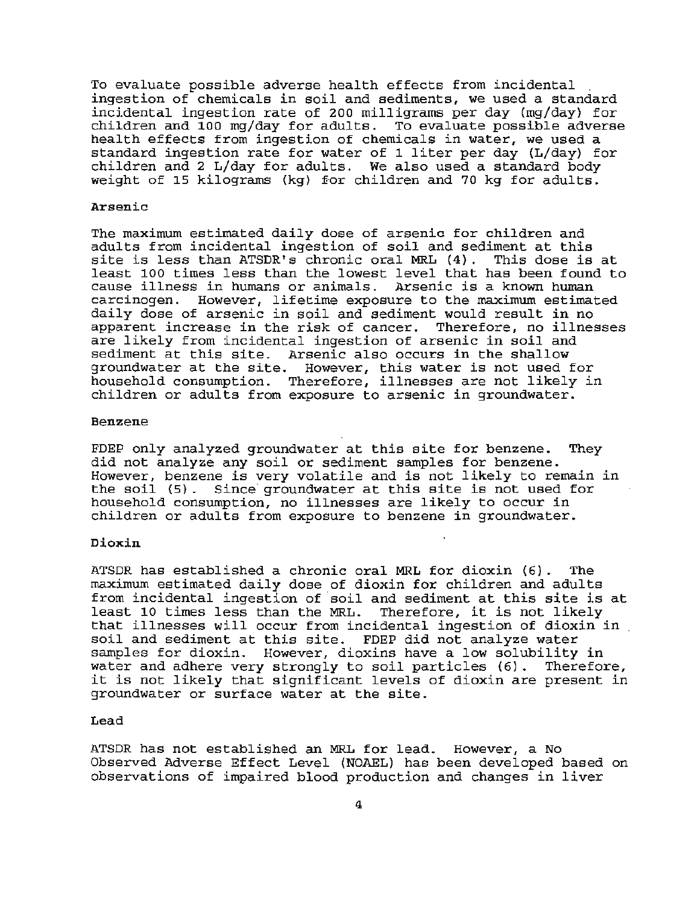To evaluate possible adverse health effects from incidental ingestion of chemicals in soil and sediments, we used a standard incidental ingestion rate of 200 milligrams per day (mg/day) for children and 100 mg/day for adults. To evaluate possible adverse health effects from ingestion of chemicals in water, we used a standard ingestion rate for water of 1 liter per day (L/day) for children and 2 L/day for adults. We also used a standard body weight of 15 kilograms (kg) for children and 70 kg for adults.

### Arsenic

The maximum estimated daily dose of arsenic for children and adults from incidental ingestion of soil and sediment at this site is less than ATSDR's chronic oral MRL (4). This dose is at least 100 times less than the lowest level that has been found to cause illness in humans or animals. Arsenic is a known human carcinogen. However, lifetime exposure to the maximum estimated daily dose of arsenic in soil and sediment would result in no apparent increase in the risk of cancer. Therefore, no illnesses are likely from incidental ingestion of arsenic in soil and sediment at this site. Arsenic also occurs in the shallow groundwater at the site. However, this water is not used for household consumption. Therefore, illnesses are not likely in children or adults from exposure to arsenic in groundwater.

### Benzene

FDEP only analyzed groundwater at this site for benzene. They did not analyze any soil or sediment samples for benzene. However, benzene is very volatile and is not likely to remain in the soil (5). Since groundwater at this site is not used for household consumption, no illnesses are likely to occur in children or adults from exposure to benzene in groundwater.

### Dioxin

ATSDR has established a chronic oral MRL for dioxin (6). The maximum estimated daily dose of dioxin for children and adults from incidental ingestion of soil and sediment at this site is at least 10 times less than the MRL. Therefore, it is not likely that illnesses will occur from incidental ingestion of dioxin in soil and sediment at this site. FDEP did not analyze water samples for dioxin. However, dioxins have a low solubility in water and adhere very strongly to soil particles (6). Therefore, it is not likely that significant levels of dioxin are present in groundwater or surface water at the site.

### Lead

ATSDR has not established an MRL for lead. However, a No Observed Adverse Effect Level (NOAEL) has been developed based on observations of impaired blood production and changes in liver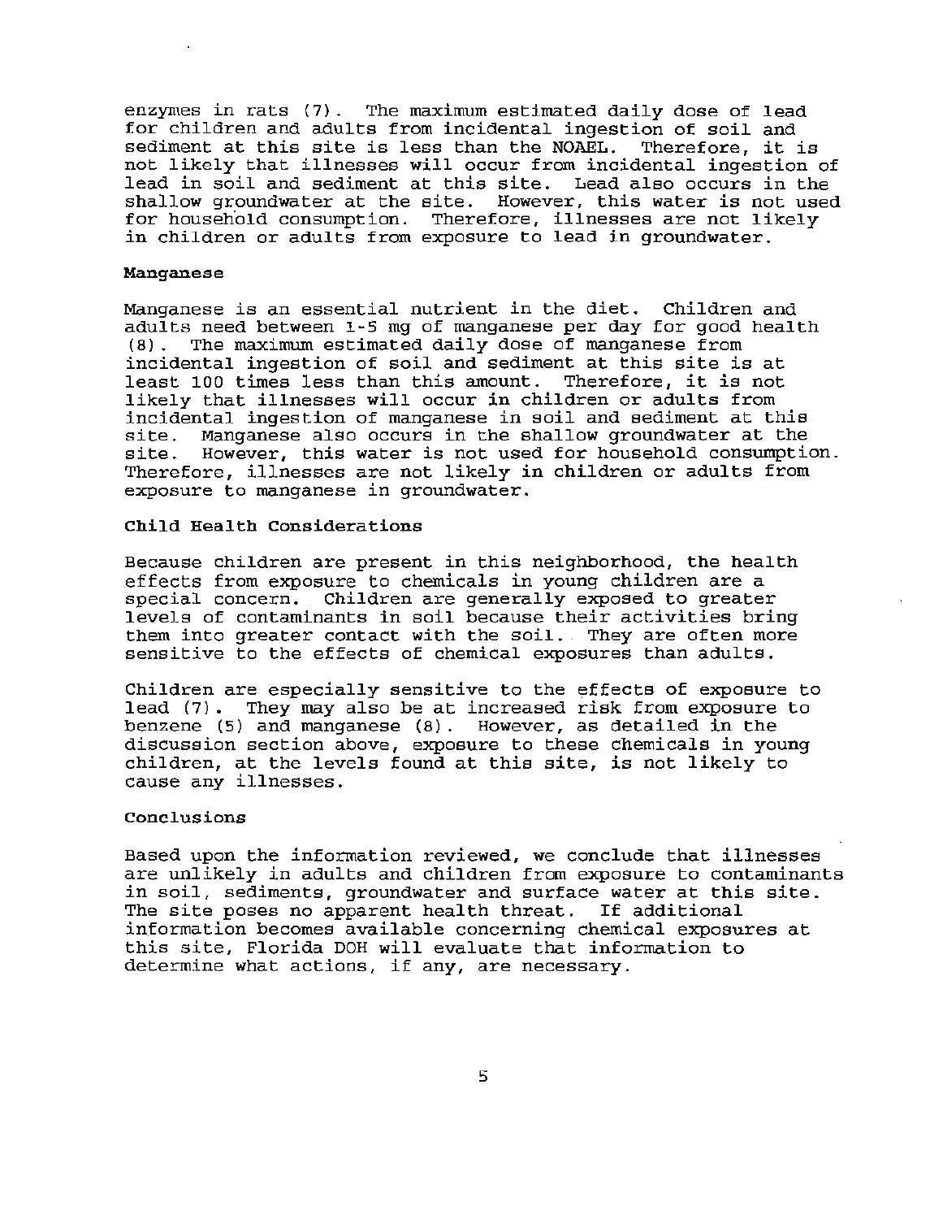enzymes in rats (7). The maximum estimated daily dose of lead for children and adults from incidental ingestion of soil and sediment at this site is less than the NOAEL. Therefore, it is not likely that illnesses will occur from incidental ingestion of lead in soil and sediment at this site. Lead also occurs in the shallow groundwater at the site. However, this water is not used for household consumption. Therefore, illnesses are not likely in children or adults from exposure to lead in groundwater.

**Manganese**

Manganese is an essential nutrient in the diet. Children and adults need between 1-5 mg of manganese per day for good health (8). The maximum estimated daily dose of manganese from incidental ingestion of soil and sediment at this site is at least 100 times less than this amount. Therefore, it is not likely that illnesses will occur in children or adults from incidental ingestion of manganese in soil and sediment at this site. Manganese also occurs in the shallow groundwater at the site. However, this water is not used for household consumption. Therefore, illnesses are not likely in children or adults from exposure to manganese in groundwater.

## Child Health Considerations

Because children are present in this neighborhood, the health effects from exposure to chemicals in young children are a special concern. Children are generally exposed to greater levels of contaminants in soil because their activities bring them into greater contact with the soil. They are often more sensitive to the effects of chemical exposures than adults.

Children are especially sensitive to the effects of exposure to lead (7). They may also be at increased risk from exposure to benzene (5) and manganese (8). However, as detailed in the discussion section above, exposure to these chemicals in young children, at the levels found at this site, is not likely to cause any illnesses.

## Conclusions

Based upon the information reviewed, we conclude that illnesses are unlikely in adults and children from exposure to contaminants in soil, sediments, groundwater and surface water at this site. The site poses no apparent health threat. If additional information becomes available concerning chemical exposures at this site, Florida DOH will evaluate that information to determine what actions, if any, are necessary.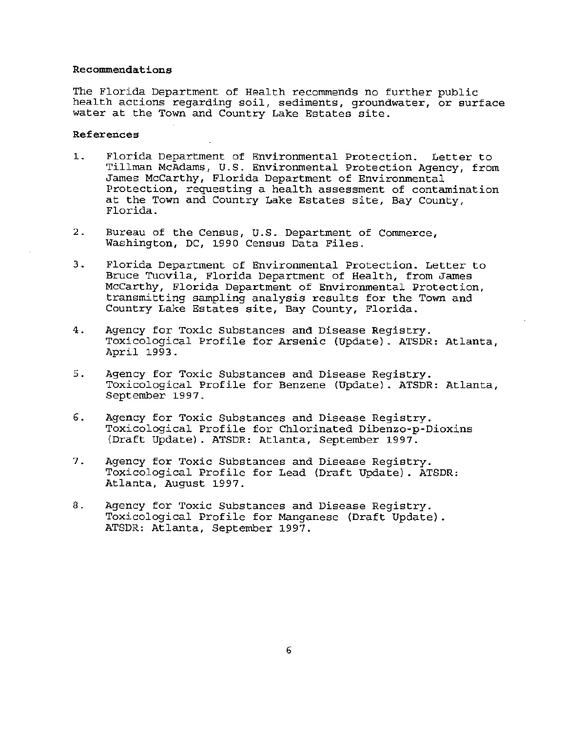## Recommendations

The Florida Department of Health recommends no further public health actions regarding soil, sediments, groundwater, or surface water at the Town and Country Lake Estates site.

## References

1. Florida Department of Environmental Protection. Letter to Tillman McAdams, U.S. Environmental Protection Agency, from James McCarthy, Florida Department of Environmental Protection, requesting a health assessment of contamination at the Town and Country Lake Estates site, Bay County, Florida.

2. Bureau of the Census, U.S. Department of Commerce, Washington, DC, 1990 Census Data Files.

3. Florida Department of Environmental Protection. Letter to Bruce Tuovila, Florida Department of Health, from James McCarthy, Florida Department of Environmental Protection, transmitting sampling analysis results for the Town and Country Lake Estates site, Bay County, Florida.

4. Agency for Toxic Substances and Disease Registry. Toxicological Profile for Arsenic (Update). ATSDR: Atlanta, April 1993.

5. Agency for Toxic Substances and Disease Registry. Toxicological Profile for Benzene (Update). ATSDR: Atlanta, September 1997.

6. Agency for Toxic Substances and Disease Registry. Toxicological Profile for Chlorinated Dibenzo-p-Dioxins (Draft Update). ATSDR: Atlanta, September 1997.

7. Agency for Toxic Substances and Disease Registry. Toxicological Profile for Lead (Draft Update). ATSDR: Atlanta, August 1997.

8. Agency for Toxic Substances and Disease Registry. Toxicological Profile for Manganese (Draft Update). ATSDR: Atlanta, September 1997.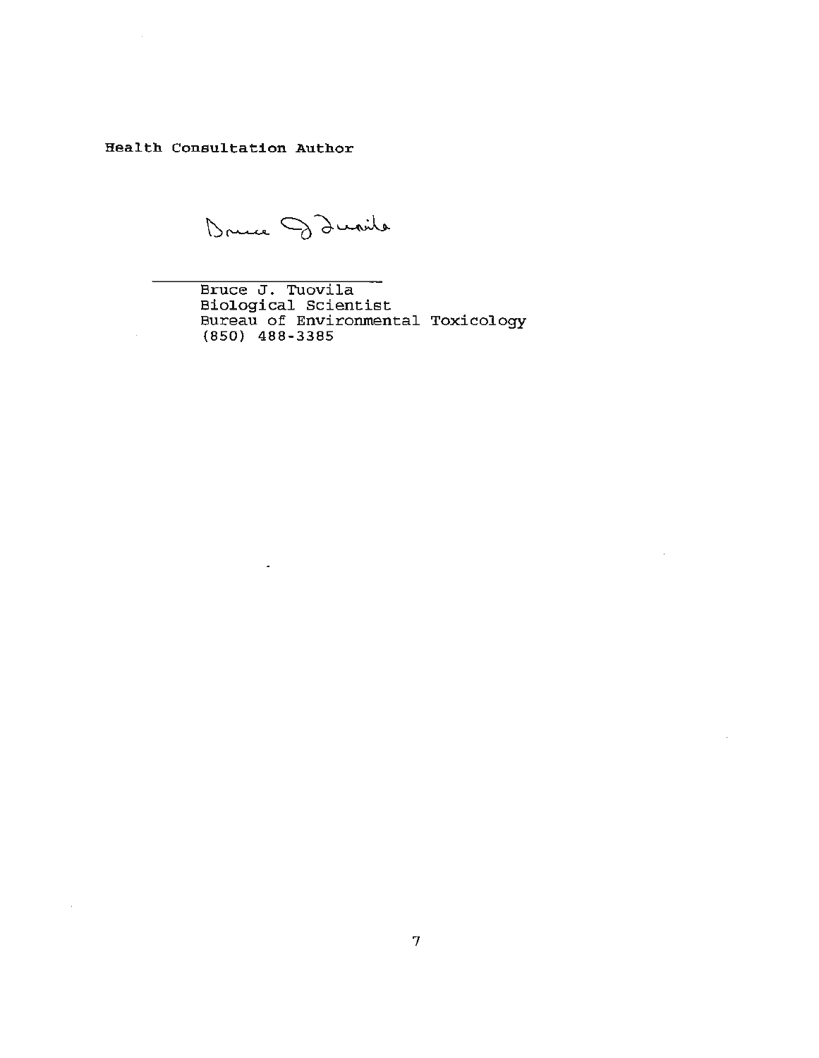**Health Consultation Author**

Bruce J. Tuovila
Biological Scientist
Bureau of Environmental Toxicology
(850) 488-3385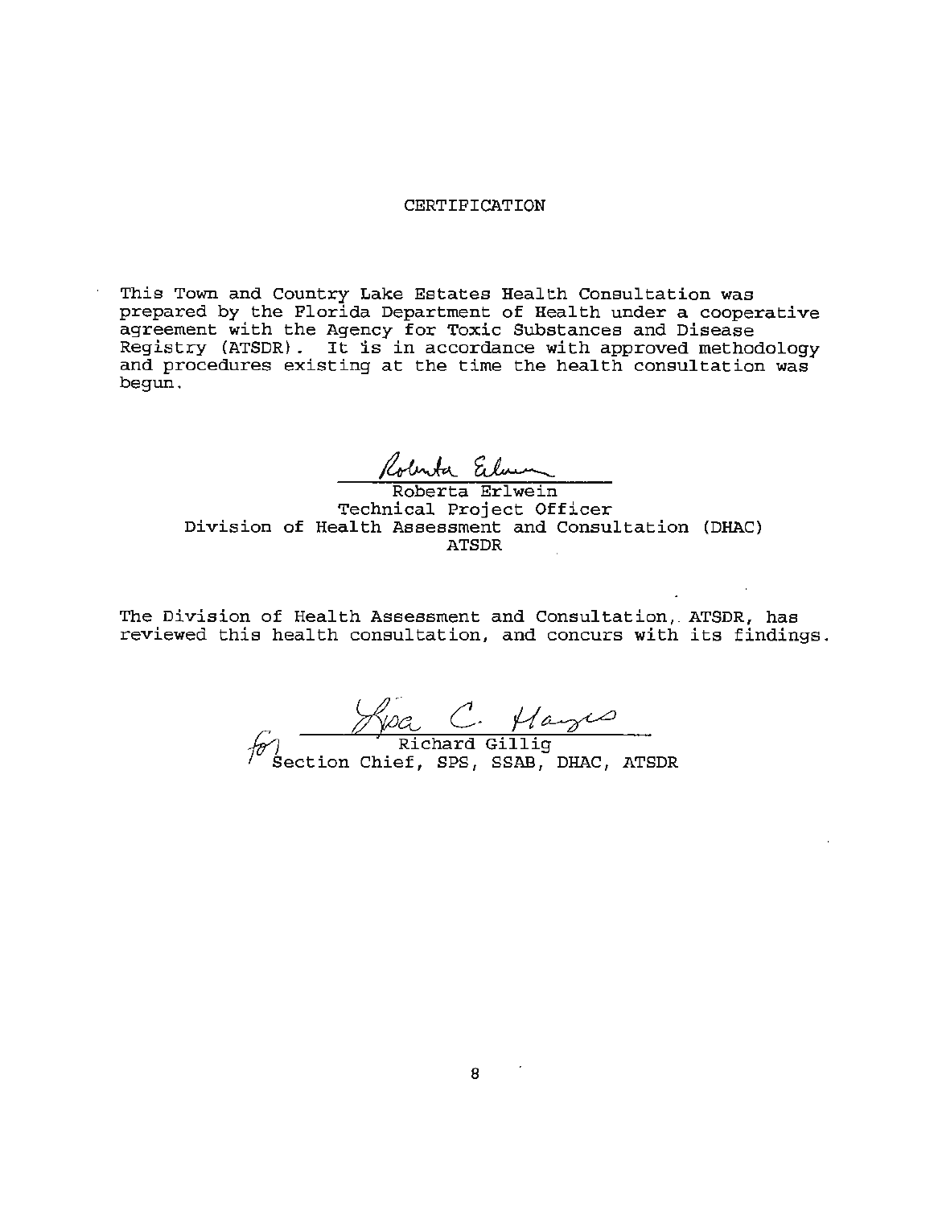# CERTIFICATION

This Town and Country Lake Estates Health Consultation was prepared by the Florida Department of Health under a cooperative agreement with the Agency for Toxic Substances and Disease Registry (ATSDR). It is in accordance with approved methodology and procedures existing at the time the health consultation was begun.

Roberta Erlwein
Technical Project Officer
Division of Health Assessment and Consultation (DHAC)
ATSDR

The Division of Health Assessment and Consultation, ATSDR, has reviewed this health consultation, and concurs with its findings.

for Richard Gillig
Section Chief, SPS, SSAB, DHAC, ATSDR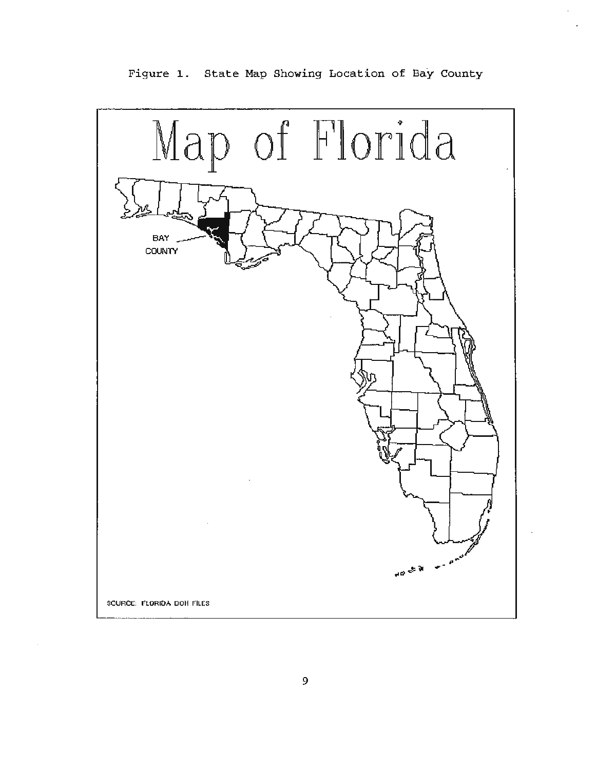Figure 1. State Map Showing Location of Bay County

Map of Florida

BAY COUNTY

SOURCE: FLORIDA DOH FILES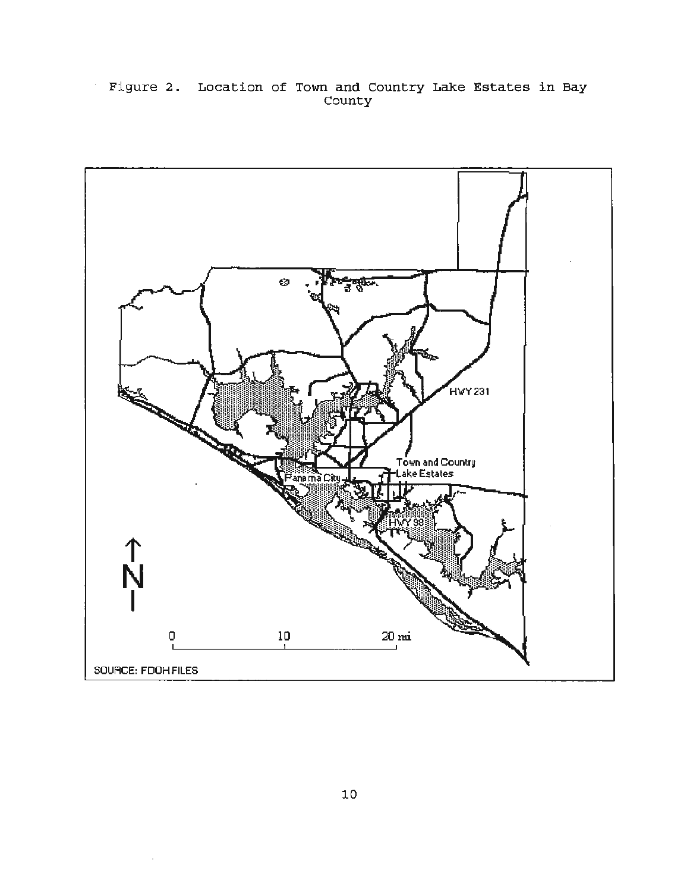Figure 2. Location of Town and Country Lake Estates in Bay County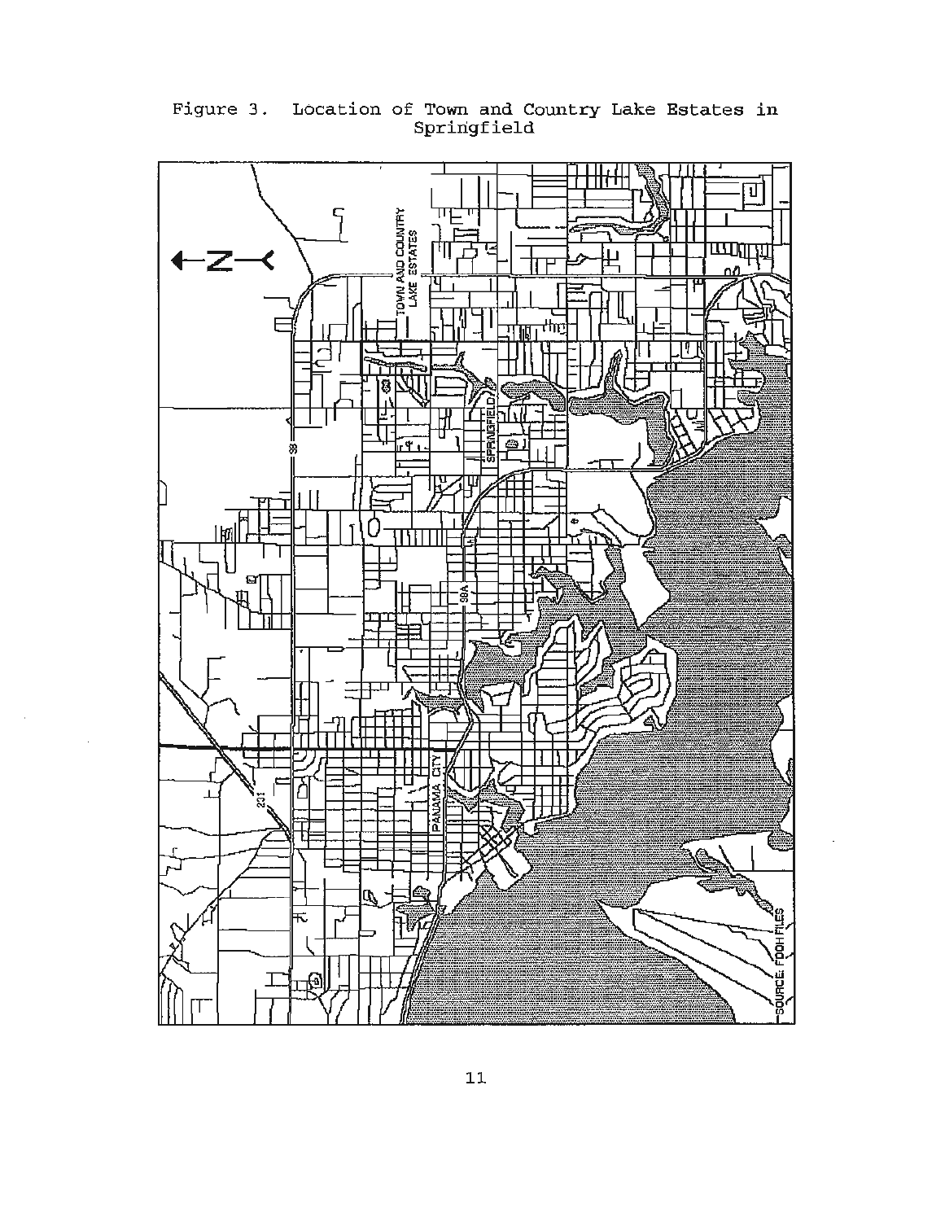Figure 3. Location of Town and Country Lake Estates in Springfield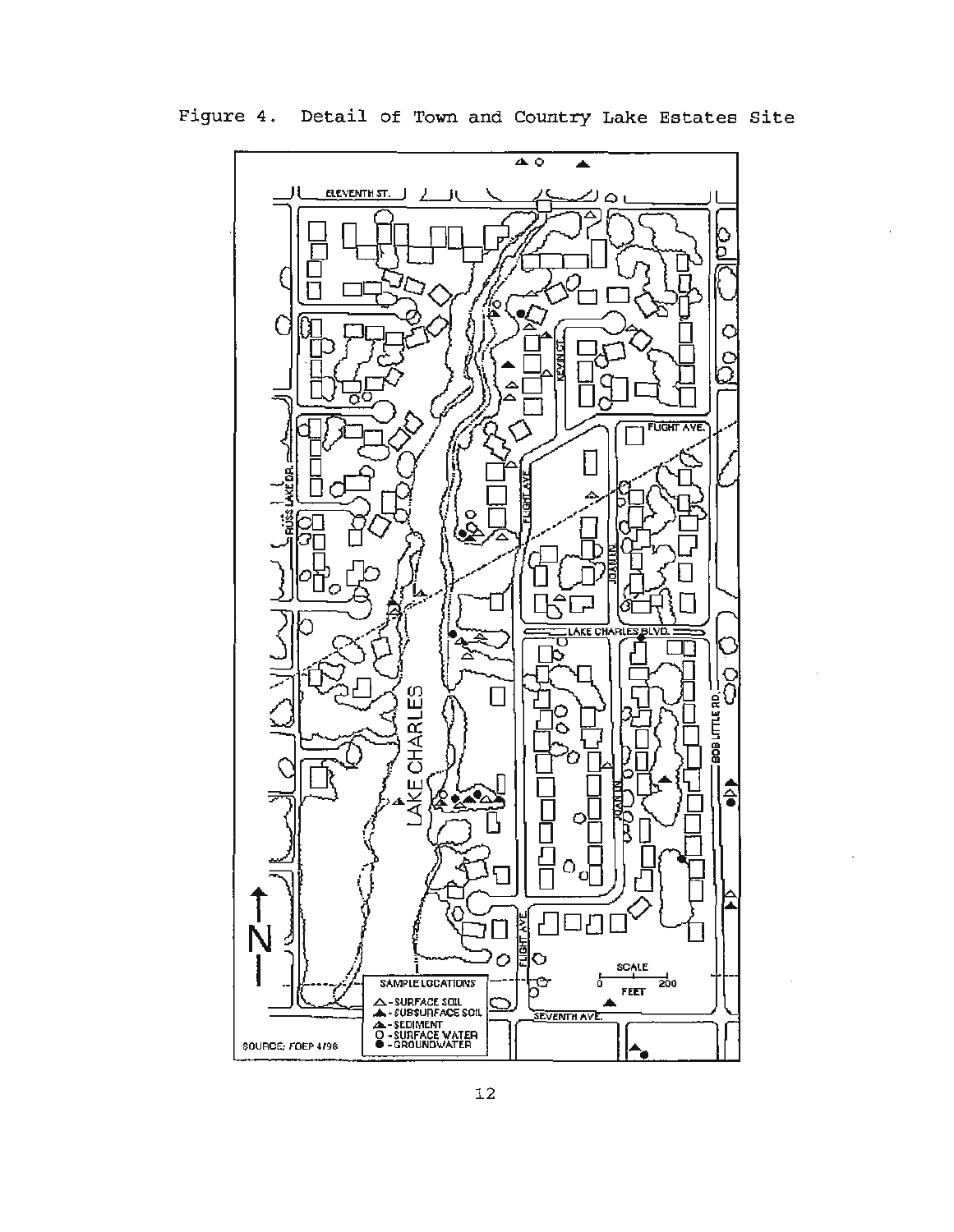Figure 4. Detail of Town and Country Lake Estates Site

ELEVENTH ST.

KEVIN CT.

FLIGHT AVE.

RUSS LAKE DR.

FLIGHT AVE.

JOAN LN.

LAKE CHARLES BLVD.

LAKE CHARLES

BOB LITTLE RD.

JOAN LN.

FLIGHT AVE.

N

SCALE

0 200

FEET

SEVENTH AVE.

SAMPLE LOCATIONS

△ - SURFACE SOIL
▲ - SUBSURFACE SOIL
▲ - SEDIMENT
○ - SURFACE WATER
● - GROUNDWATER

SOURCE: FDEP 4/98